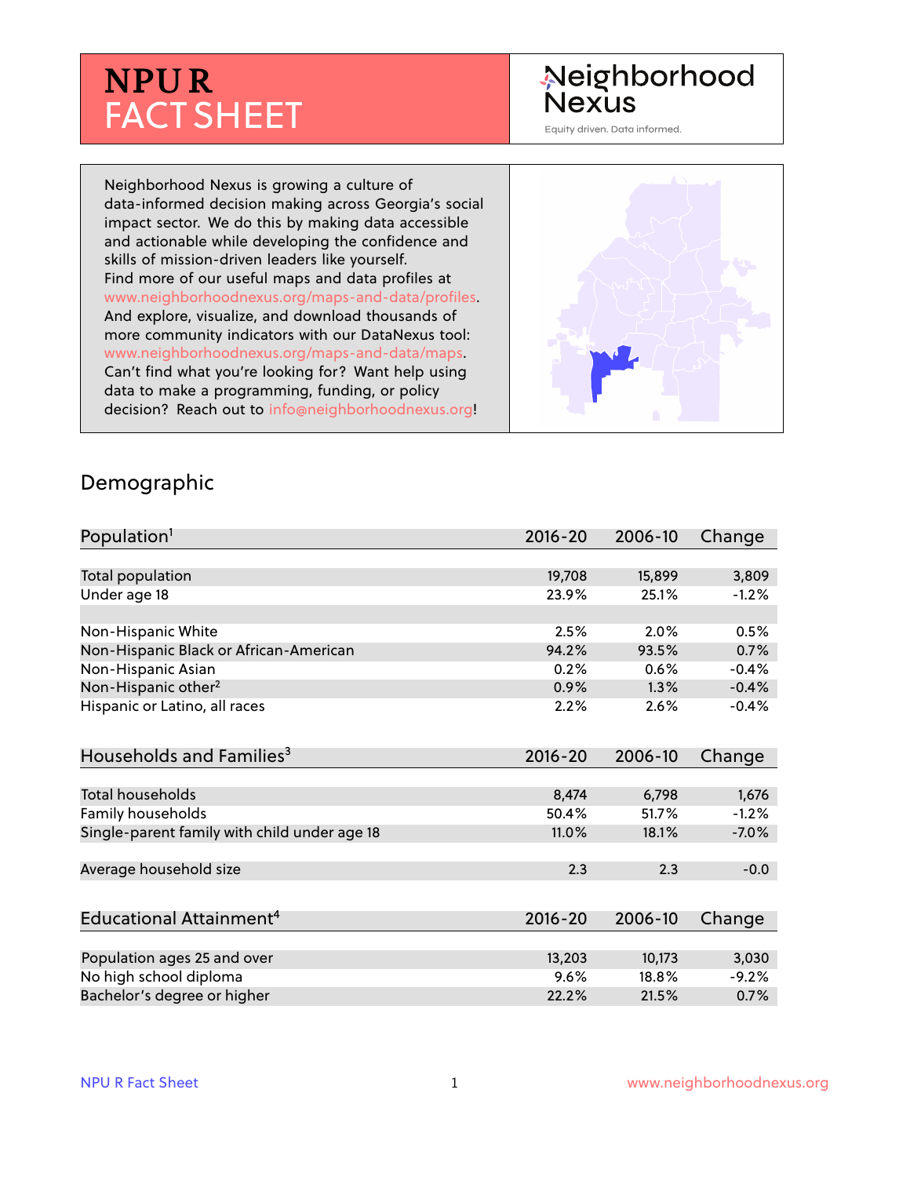# NPU R FACT SHEET

Neighborhood Nexus

Equity driven. Data informed.

Neighborhood Nexus is growing a culture of data-informed decision making across Georgia's social impact sector. We do this by making data accessible and actionable while developing the confidence and skills of mission-driven leaders like yourself. Find more of our useful maps and data profiles at www.neighborhoodnexus.org/maps-and-data/profiles. And explore, visualize, and download thousands of more community indicators with our DataNexus tool: www.neighborhoodnexus.org/maps-and-data/maps. Can't find what you're looking for? Want help using data to make a programming, funding, or policy decision? Reach out to info@neighborhoodnexus.org!

## Demographic

| Population[1] | 2016-20 | 2006-10 | Change |
|---|---|---|---|
| Total population | 19,708 | 15,899 | 3,809 |
| Under age 18 | 23.9% | 25.1% | -1.2% |
| | | | |
| Non-Hispanic White | 2.5% | 2.0% | 0.5% |
| Non-Hispanic Black or African-American | 94.2% | 93.5% | 0.7% |
| Non-Hispanic Asian | 0.2% | 0.6% | -0.4% |
| Non-Hispanic other[2] | 0.9% | 1.3% | -0.4% |
| Hispanic or Latino, all races | 2.2% | 2.6% | -0.4% |

| Households and Families[3] | 2016-20 | 2006-10 | Change |
|---|---|---|---|
| Total households | 8,474 | 6,798 | 1,676 |
| Family households | 50.4% | 51.7% | -1.2% |
| Single-parent family with child under age 18 | 11.0% | 18.1% | -7.0% |
| | | | |
| Average household size | 2.3 | 2.3 | -0.0 |

| Educational Attainment[4] | 2016-20 | 2006-10 | Change |
|---|---|---|---|
| Population ages 25 and over | 13,203 | 10,173 | 3,030 |
| No high school diploma | 9.6% | 18.8% | -9.2% |
| Bachelor's degree or higher | 22.2% | 21.5% | 0.7% |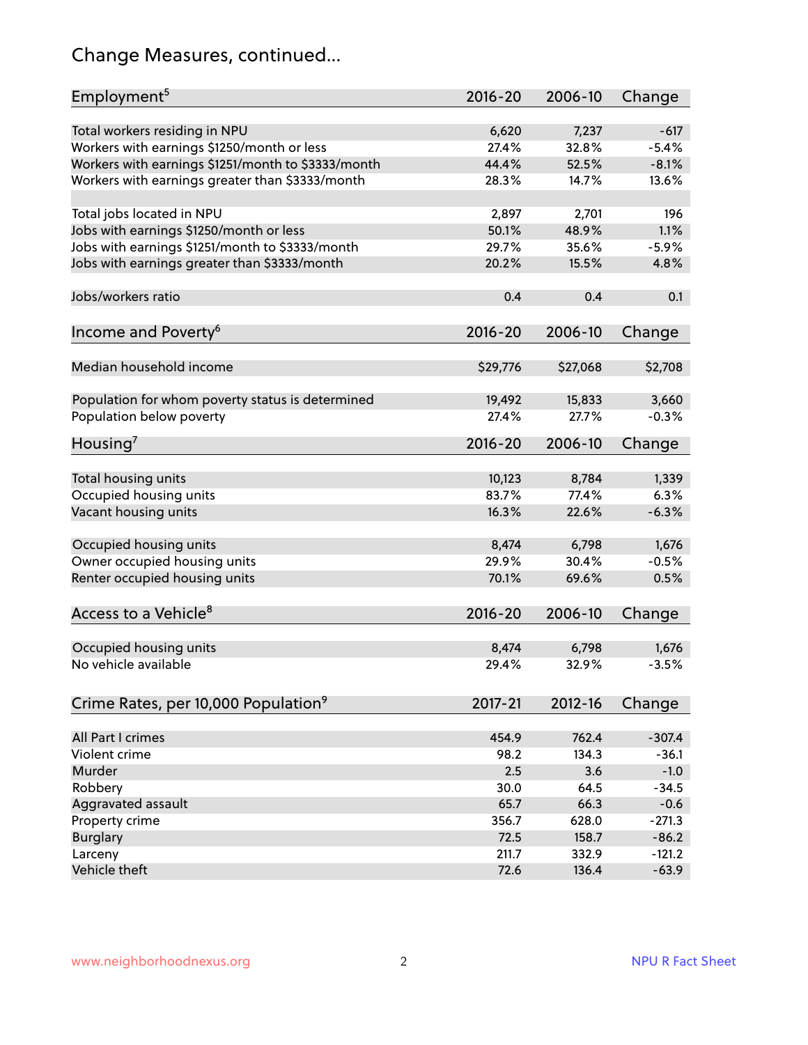# Change Measures, continued...

| Employment[5] | 2016-20 | 2006-10 | Change |
|---|---|---|---|
| Total workers residing in NPU | 6,620 | 7,237 | -617 |
| Workers with earnings $1250/month or less | 27.4% | 32.8% | -5.4% |
| Workers with earnings $1251/month to $3333/month | 44.4% | 52.5% | -8.1% |
| Workers with earnings greater than $3333/month | 28.3% | 14.7% | 13.6% |
| | | | |
| Total jobs located in NPU | 2,897 | 2,701 | 196 |
| Jobs with earnings $1250/month or less | 50.1% | 48.9% | 1.1% |
| Jobs with earnings $1251/month to $3333/month | 29.7% | 35.6% | -5.9% |
| Jobs with earnings greater than $3333/month | 20.2% | 15.5% | 4.8% |
| | | | |
| Jobs/workers ratio | 0.4 | 0.4 | 0.1 |

| Income and Poverty[6] | 2016-20 | 2006-10 | Change |
|---|---|---|---|
| Median household income | $29,776 | $27,068 | $2,708 |
| | | | |
| Population for whom poverty status is determined | 19,492 | 15,833 | 3,660 |
| Population below poverty | 27.4% | 27.7% | -0.3% |

| Housing[7] | 2016-20 | 2006-10 | Change |
|---|---|---|---|
| Total housing units | 10,123 | 8,784 | 1,339 |
| Occupied housing units | 83.7% | 77.4% | 6.3% |
| Vacant housing units | 16.3% | 22.6% | -6.3% |
| | | | |
| Occupied housing units | 8,474 | 6,798 | 1,676 |
| Owner occupied housing units | 29.9% | 30.4% | -0.5% |
| Renter occupied housing units | 70.1% | 69.6% | 0.5% |

| Access to a Vehicle[8] | 2016-20 | 2006-10 | Change |
|---|---|---|---|
| Occupied housing units | 8,474 | 6,798 | 1,676 |
| No vehicle available | 29.4% | 32.9% | -3.5% |

| Crime Rates, per 10,000 Population[9] | 2017-21 | 2012-16 | Change |
|---|---|---|---|
| All Part I crimes | 454.9 | 762.4 | -307.4 |
| Violent crime | 98.2 | 134.3 | -36.1 |
| Murder | 2.5 | 3.6 | -1.0 |
| Robbery | 30.0 | 64.5 | -34.5 |
| Aggravated assault | 65.7 | 66.3 | -0.6 |
| Property crime | 356.7 | 628.0 | -271.3 |
| Burglary | 72.5 | 158.7 | -86.2 |
| Larceny | 211.7 | 332.9 | -121.2 |
| Vehicle theft | 72.6 | 136.4 | -63.9 |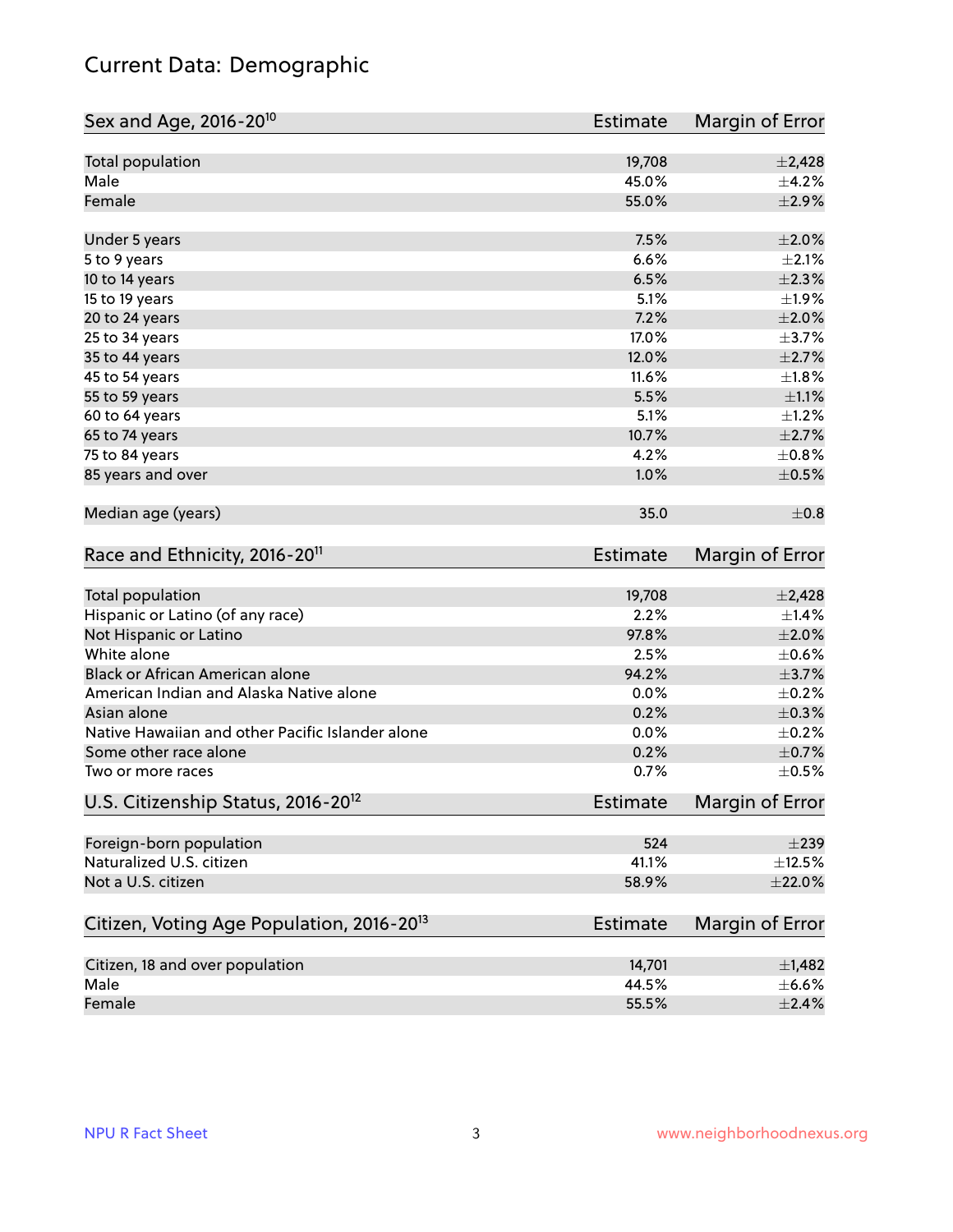# Current Data: Demographic

| Sex and Age, 2016-20[10] | Estimate | Margin of Error |
|---|---|---|
| Total population | 19,708 | ±2,428 |
| Male | 45.0% | ±4.2% |
| Female | 55.0% | ±2.9% |
| Under 5 years | 7.5% | ±2.0% |
| 5 to 9 years | 6.6% | ±2.1% |
| 10 to 14 years | 6.5% | ±2.3% |
| 15 to 19 years | 5.1% | ±1.9% |
| 20 to 24 years | 7.2% | ±2.0% |
| 25 to 34 years | 17.0% | ±3.7% |
| 35 to 44 years | 12.0% | ±2.7% |
| 45 to 54 years | 11.6% | ±1.8% |
| 55 to 59 years | 5.5% | ±1.1% |
| 60 to 64 years | 5.1% | ±1.2% |
| 65 to 74 years | 10.7% | ±2.7% |
| 75 to 84 years | 4.2% | ±0.8% |
| 85 years and over | 1.0% | ±0.5% |
| Median age (years) | 35.0 | ±0.8 |

| Race and Ethnicity, 2016-20[11] | Estimate | Margin of Error |
|---|---|---|
| Total population | 19,708 | ±2,428 |
| Hispanic or Latino (of any race) | 2.2% | ±1.4% |
| Not Hispanic or Latino | 97.8% | ±2.0% |
| White alone | 2.5% | ±0.6% |
| Black or African American alone | 94.2% | ±3.7% |
| American Indian and Alaska Native alone | 0.0% | ±0.2% |
| Asian alone | 0.2% | ±0.3% |
| Native Hawaiian and other Pacific Islander alone | 0.0% | ±0.2% |
| Some other race alone | 0.2% | ±0.7% |
| Two or more races | 0.7% | ±0.5% |

| U.S. Citizenship Status, 2016-20[12] | Estimate | Margin of Error |
|---|---|---|
| Foreign-born population | 524 | ±239 |
| Naturalized U.S. citizen | 41.1% | ±12.5% |
| Not a U.S. citizen | 58.9% | ±22.0% |

| Citizen, Voting Age Population, 2016-20[13] | Estimate | Margin of Error |
|---|---|---|
| Citizen, 18 and over population | 14,701 | ±1,482 |
| Male | 44.5% | ±6.6% |
| Female | 55.5% | ±2.4% |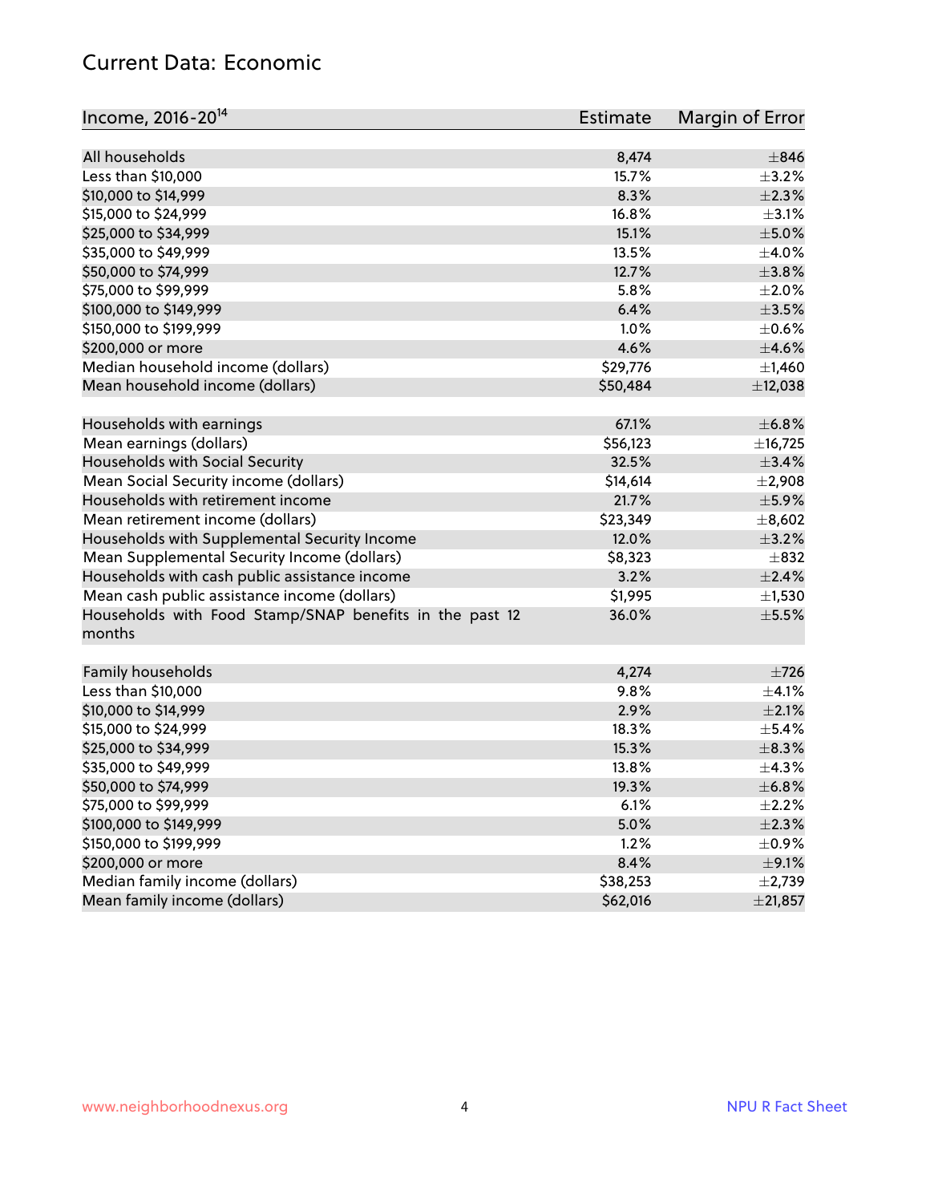## Current Data: Economic

| Income, 2016-20[14] | Estimate | Margin of Error |
|---|---|---|
| All households | 8,474 | ±846 |
| Less than $10,000 | 15.7% | ±3.2% |
| $10,000 to $14,999 | 8.3% | ±2.3% |
| $15,000 to $24,999 | 16.8% | ±3.1% |
| $25,000 to $34,999 | 15.1% | ±5.0% |
| $35,000 to $49,999 | 13.5% | ±4.0% |
| $50,000 to $74,999 | 12.7% | ±3.8% |
| $75,000 to $99,999 | 5.8% | ±2.0% |
| $100,000 to $149,999 | 6.4% | ±3.5% |
| $150,000 to $199,999 | 1.0% | ±0.6% |
| $200,000 or more | 4.6% | ±4.6% |
| Median household income (dollars) | $29,776 | ±1,460 |
| Mean household income (dollars) | $50,484 | ±12,038 |
| | | |
| Households with earnings | 67.1% | ±6.8% |
| Mean earnings (dollars) | $56,123 | ±16,725 |
| Households with Social Security | 32.5% | ±3.4% |
| Mean Social Security income (dollars) | $14,614 | ±2,908 |
| Households with retirement income | 21.7% | ±5.9% |
| Mean retirement income (dollars) | $23,349 | ±8,602 |
| Households with Supplemental Security Income | 12.0% | ±3.2% |
| Mean Supplemental Security Income (dollars) | $8,323 | ±832 |
| Households with cash public assistance income | 3.2% | ±2.4% |
| Mean cash public assistance income (dollars) | $1,995 | ±1,530 |
| Households with Food Stamp/SNAP benefits in the past 12 months | 36.0% | ±5.5% |
| | | |
| Family households | 4,274 | ±726 |
| Less than $10,000 | 9.8% | ±4.1% |
| $10,000 to $14,999 | 2.9% | ±2.1% |
| $15,000 to $24,999 | 18.3% | ±5.4% |
| $25,000 to $34,999 | 15.3% | ±8.3% |
| $35,000 to $49,999 | 13.8% | ±4.3% |
| $50,000 to $74,999 | 19.3% | ±6.8% |
| $75,000 to $99,999 | 6.1% | ±2.2% |
| $100,000 to $149,999 | 5.0% | ±2.3% |
| $150,000 to $199,999 | 1.2% | ±0.9% |
| $200,000 or more | 8.4% | ±9.1% |
| Median family income (dollars) | $38,253 | ±2,739 |
| Mean family income (dollars) | $62,016 | ±21,857 |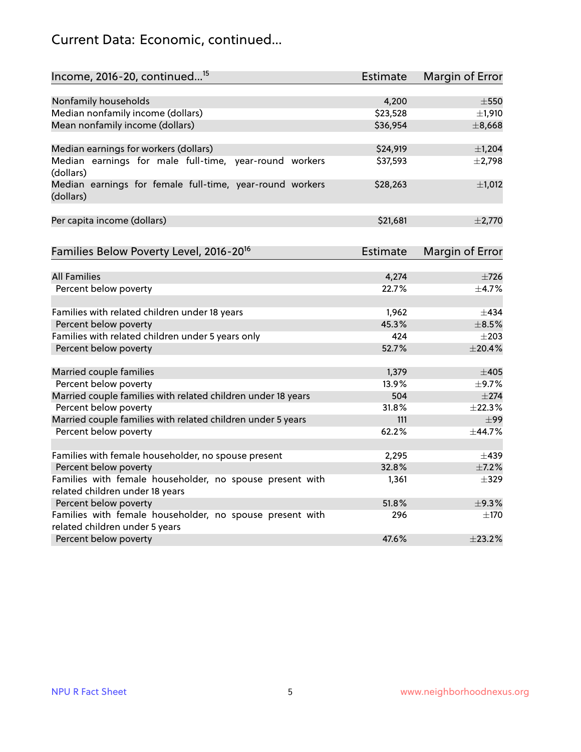# Current Data: Economic, continued...

| Income, 2016-20, continued...[15] | Estimate | Margin of Error |
|---|---|---|
| Nonfamily households | 4,200 | ±550 |
| Median nonfamily income (dollars) | $23,528 | ±1,910 |
| Mean nonfamily income (dollars) | $36,954 | ±8,668 |
| | | |
| Median earnings for workers (dollars) | $24,919 | ±1,204 |
| Median earnings for male full-time, year-round workers (dollars) | $37,593 | ±2,798 |
| Median earnings for female full-time, year-round workers (dollars) | $28,263 | ±1,012 |
| | | |
| Per capita income (dollars) | $21,681 | ±2,770 |

| Families Below Poverty Level, 2016-20[16] | Estimate | Margin of Error |
|---|---|---|
| All Families | 4,274 | ±726 |
| Percent below poverty | 22.7% | ±4.7% |
| | | |
| Families with related children under 18 years | 1,962 | ±434 |
| Percent below poverty | 45.3% | ±8.5% |
| Families with related children under 5 years only | 424 | ±203 |
| Percent below poverty | 52.7% | ±20.4% |
| | | |
| Married couple families | 1,379 | ±405 |
| Percent below poverty | 13.9% | ±9.7% |
| Married couple families with related children under 18 years | 504 | ±274 |
| Percent below poverty | 31.8% | ±22.3% |
| Married couple families with related children under 5 years | 111 | ±99 |
| Percent below poverty | 62.2% | ±44.7% |
| | | |
| Families with female householder, no spouse present | 2,295 | ±439 |
| Percent below poverty | 32.8% | ±7.2% |
| Families with female householder, no spouse present with related children under 18 years | 1,361 | ±329 |
| Percent below poverty | 51.8% | ±9.3% |
| Families with female householder, no spouse present with related children under 5 years | 296 | ±170 |
| Percent below poverty | 47.6% | ±23.2% |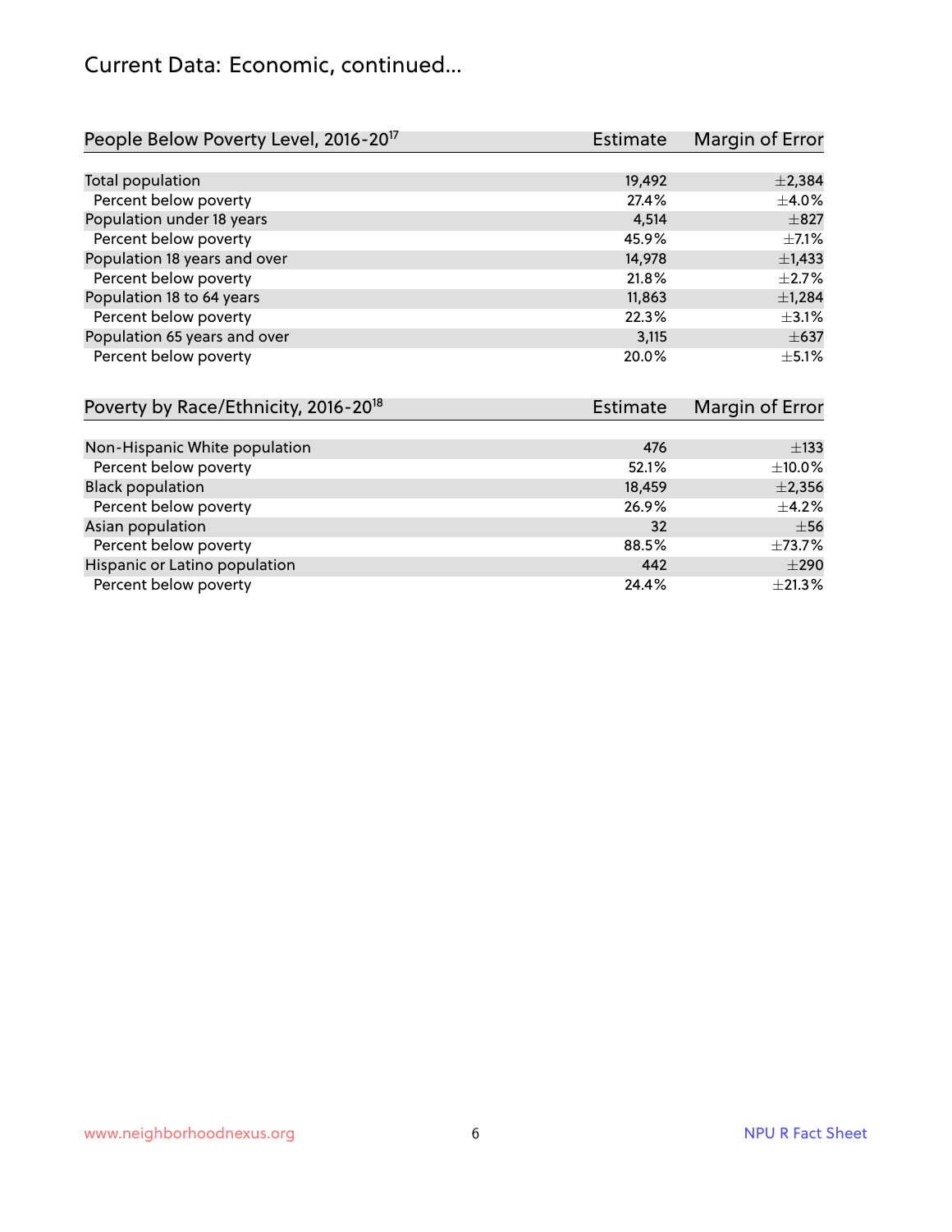# Current Data: Economic, continued...

| People Below Poverty Level, 2016-20[17] | Estimate | Margin of Error |
|---|---|---|
| Total population | 19,492 | ±2,384 |
| Percent below poverty | 27.4% | ±4.0% |
| Population under 18 years | 4,514 | ±827 |
| Percent below poverty | 45.9% | ±7.1% |
| Population 18 years and over | 14,978 | ±1,433 |
| Percent below poverty | 21.8% | ±2.7% |
| Population 18 to 64 years | 11,863 | ±1,284 |
| Percent below poverty | 22.3% | ±3.1% |
| Population 65 years and over | 3,115 | ±637 |
| Percent below poverty | 20.0% | ±5.1% |

| Poverty by Race/Ethnicity, 2016-20[18] | Estimate | Margin of Error |
|---|---|---|
| Non-Hispanic White population | 476 | ±133 |
| Percent below poverty | 52.1% | ±10.0% |
| Black population | 18,459 | ±2,356 |
| Percent below poverty | 26.9% | ±4.2% |
| Asian population | 32 | ±56 |
| Percent below poverty | 88.5% | ±73.7% |
| Hispanic or Latino population | 442 | ±290 |
| Percent below poverty | 24.4% | ±21.3% |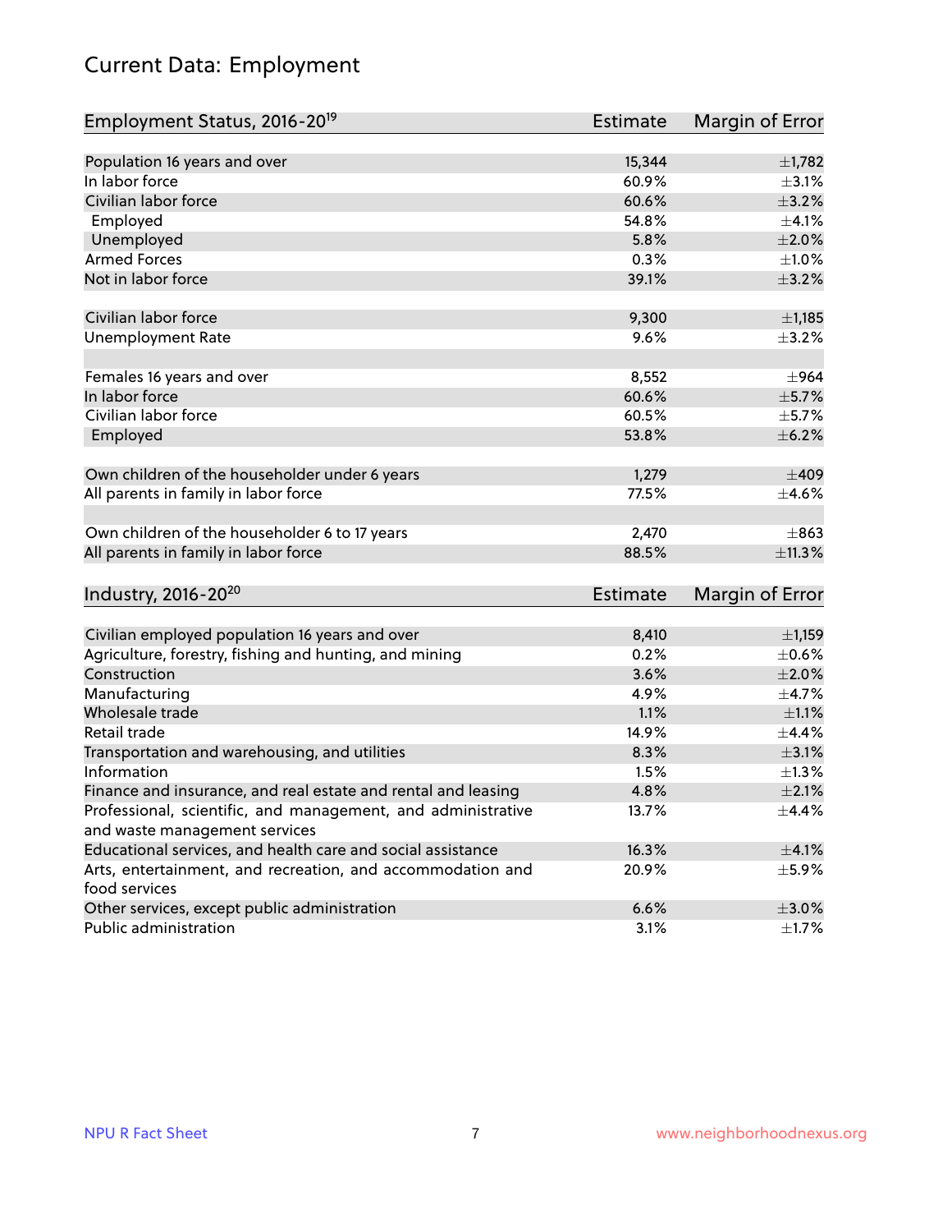# Current Data: Employment

| Employment Status, 2016-20[19] | Estimate | Margin of Error |
|---|---|---|
| Population 16 years and over | 15,344 | ±1,782 |
| In labor force | 60.9% | ±3.1% |
| Civilian labor force | 60.6% | ±3.2% |
| Employed | 54.8% | ±4.1% |
| Unemployed | 5.8% | ±2.0% |
| Armed Forces | 0.3% | ±1.0% |
| Not in labor force | 39.1% | ±3.2% |
| | | |
| Civilian labor force | 9,300 | ±1,185 |
| Unemployment Rate | 9.6% | ±3.2% |
| | | |
| Females 16 years and over | 8,552 | ±964 |
| In labor force | 60.6% | ±5.7% |
| Civilian labor force | 60.5% | ±5.7% |
| Employed | 53.8% | ±6.2% |
| | | |
| Own children of the householder under 6 years | 1,279 | ±409 |
| All parents in family in labor force | 77.5% | ±4.6% |
| | | |
| Own children of the householder 6 to 17 years | 2,470 | ±863 |
| All parents in family in labor force | 88.5% | ±11.3% |

| Industry, 2016-20[20] | Estimate | Margin of Error |
|---|---|---|
| Civilian employed population 16 years and over | 8,410 | ±1,159 |
| Agriculture, forestry, fishing and hunting, and mining | 0.2% | ±0.6% |
| Construction | 3.6% | ±2.0% |
| Manufacturing | 4.9% | ±4.7% |
| Wholesale trade | 1.1% | ±1.1% |
| Retail trade | 14.9% | ±4.4% |
| Transportation and warehousing, and utilities | 8.3% | ±3.1% |
| Information | 1.5% | ±1.3% |
| Finance and insurance, and real estate and rental and leasing | 4.8% | ±2.1% |
| Professional, scientific, and management, and administrative and waste management services | 13.7% | ±4.4% |
| Educational services, and health care and social assistance | 16.3% | ±4.1% |
| Arts, entertainment, and recreation, and accommodation and food services | 20.9% | ±5.9% |
| Other services, except public administration | 6.6% | ±3.0% |
| Public administration | 3.1% | ±1.7% |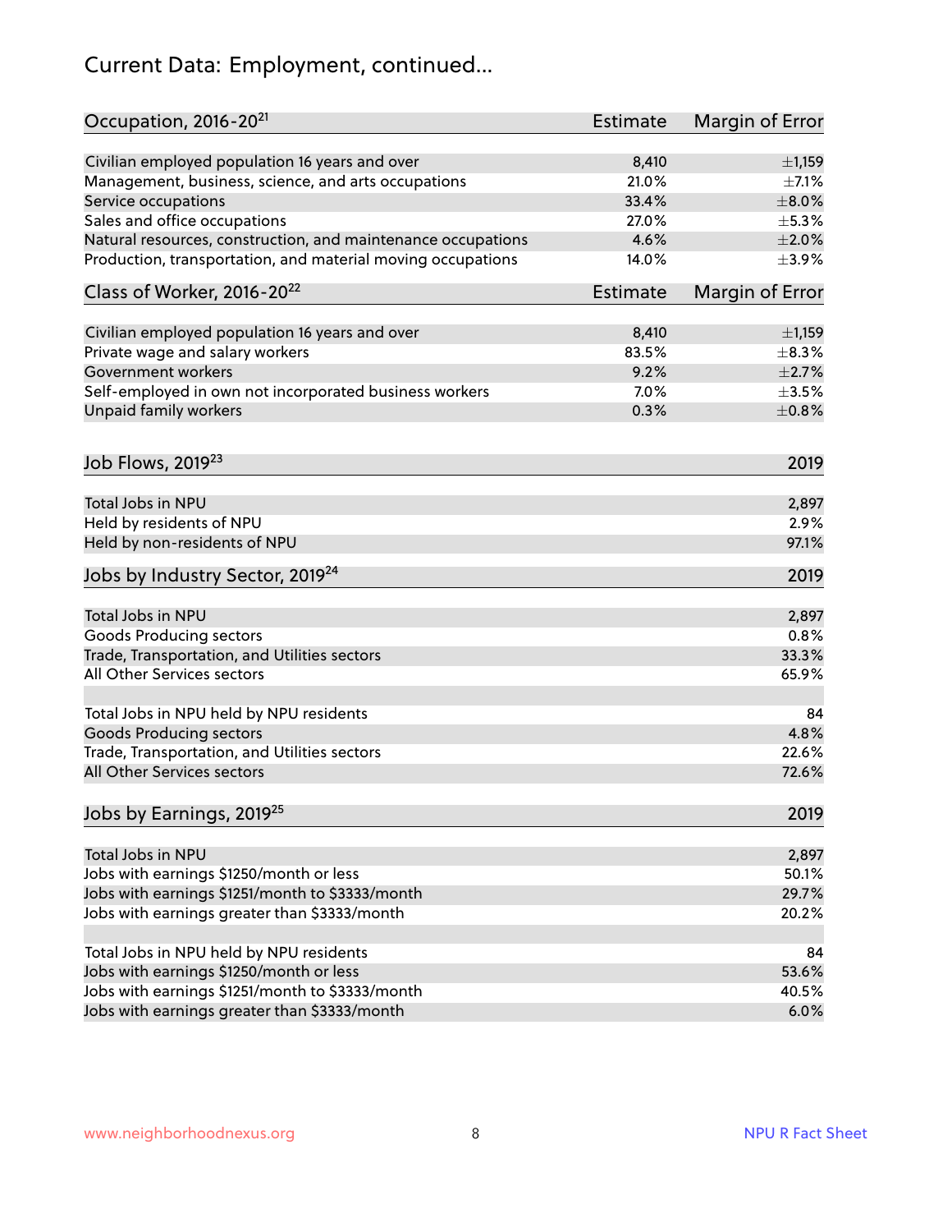# Current Data: Employment, continued...

| Occupation, 2016-20[21] | Estimate | Margin of Error |
|---|---|---|
| Civilian employed population 16 years and over | 8,410 | ±1,159 |
| Management, business, science, and arts occupations | 21.0% | ±7.1% |
| Service occupations | 33.4% | ±8.0% |
| Sales and office occupations | 27.0% | ±5.3% |
| Natural resources, construction, and maintenance occupations | 4.6% | ±2.0% |
| Production, transportation, and material moving occupations | 14.0% | ±3.9% |

| Class of Worker, 2016-20[22] | Estimate | Margin of Error |
|---|---|---|
| Civilian employed population 16 years and over | 8,410 | ±1,159 |
| Private wage and salary workers | 83.5% | ±8.3% |
| Government workers | 9.2% | ±2.7% |
| Self-employed in own not incorporated business workers | 7.0% | ±3.5% |
| Unpaid family workers | 0.3% | ±0.8% |

| Job Flows, 2019[23] | 2019 |
|---|---|
| Total Jobs in NPU | 2,897 |
| Held by residents of NPU | 2.9% |
| Held by non-residents of NPU | 97.1% |

| Jobs by Industry Sector, 2019[24] | 2019 |
|---|---|
| Total Jobs in NPU | 2,897 |
| Goods Producing sectors | 0.8% |
| Trade, Transportation, and Utilities sectors | 33.3% |
| All Other Services sectors | 65.9% |
| | |
| Total Jobs in NPU held by NPU residents | 84 |
| Goods Producing sectors | 4.8% |
| Trade, Transportation, and Utilities sectors | 22.6% |
| All Other Services sectors | 72.6% |

| Jobs by Earnings, 2019[25] | 2019 |
|---|---|
| Total Jobs in NPU | 2,897 |
| Jobs with earnings $1250/month or less | 50.1% |
| Jobs with earnings $1251/month to $3333/month | 29.7% |
| Jobs with earnings greater than $3333/month | 20.2% |
| | |
| Total Jobs in NPU held by NPU residents | 84 |
| Jobs with earnings $1250/month or less | 53.6% |
| Jobs with earnings $1251/month to $3333/month | 40.5% |
| Jobs with earnings greater than $3333/month | 6.0% |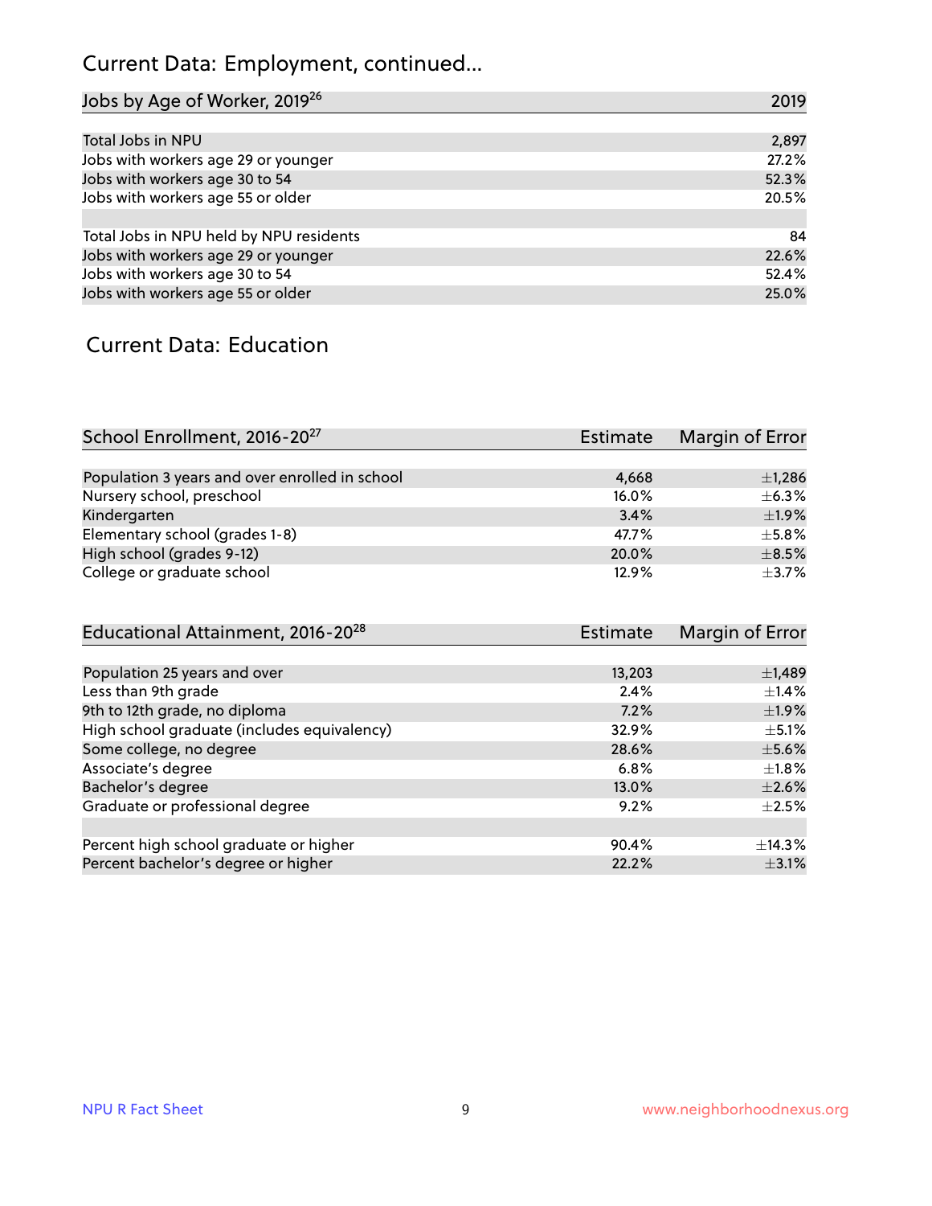## Current Data: Employment, continued...

| Jobs by Age of Worker, 2019[26] | 2019 |
|---|---|
| Total Jobs in NPU | 2,897 |
| Jobs with workers age 29 or younger | 27.2% |
| Jobs with workers age 30 to 54 | 52.3% |
| Jobs with workers age 55 or older | 20.5% |
| | |
| Total Jobs in NPU held by NPU residents | 84 |
| Jobs with workers age 29 or younger | 22.6% |
| Jobs with workers age 30 to 54 | 52.4% |
| Jobs with workers age 55 or older | 25.0% |

## Current Data: Education

| School Enrollment, 2016-20[27] | Estimate | Margin of Error |
|---|---|---|
| Population 3 years and over enrolled in school | 4,668 | ±1,286 |
| Nursery school, preschool | 16.0% | ±6.3% |
| Kindergarten | 3.4% | ±1.9% |
| Elementary school (grades 1-8) | 47.7% | ±5.8% |
| High school (grades 9-12) | 20.0% | ±8.5% |
| College or graduate school | 12.9% | ±3.7% |

| Educational Attainment, 2016-20[28] | Estimate | Margin of Error |
|---|---|---|
| Population 25 years and over | 13,203 | ±1,489 |
| Less than 9th grade | 2.4% | ±1.4% |
| 9th to 12th grade, no diploma | 7.2% | ±1.9% |
| High school graduate (includes equivalency) | 32.9% | ±5.1% |
| Some college, no degree | 28.6% | ±5.6% |
| Associate's degree | 6.8% | ±1.8% |
| Bachelor's degree | 13.0% | ±2.6% |
| Graduate or professional degree | 9.2% | ±2.5% |
| | | |
| Percent high school graduate or higher | 90.4% | ±14.3% |
| Percent bachelor's degree or higher | 22.2% | ±3.1% |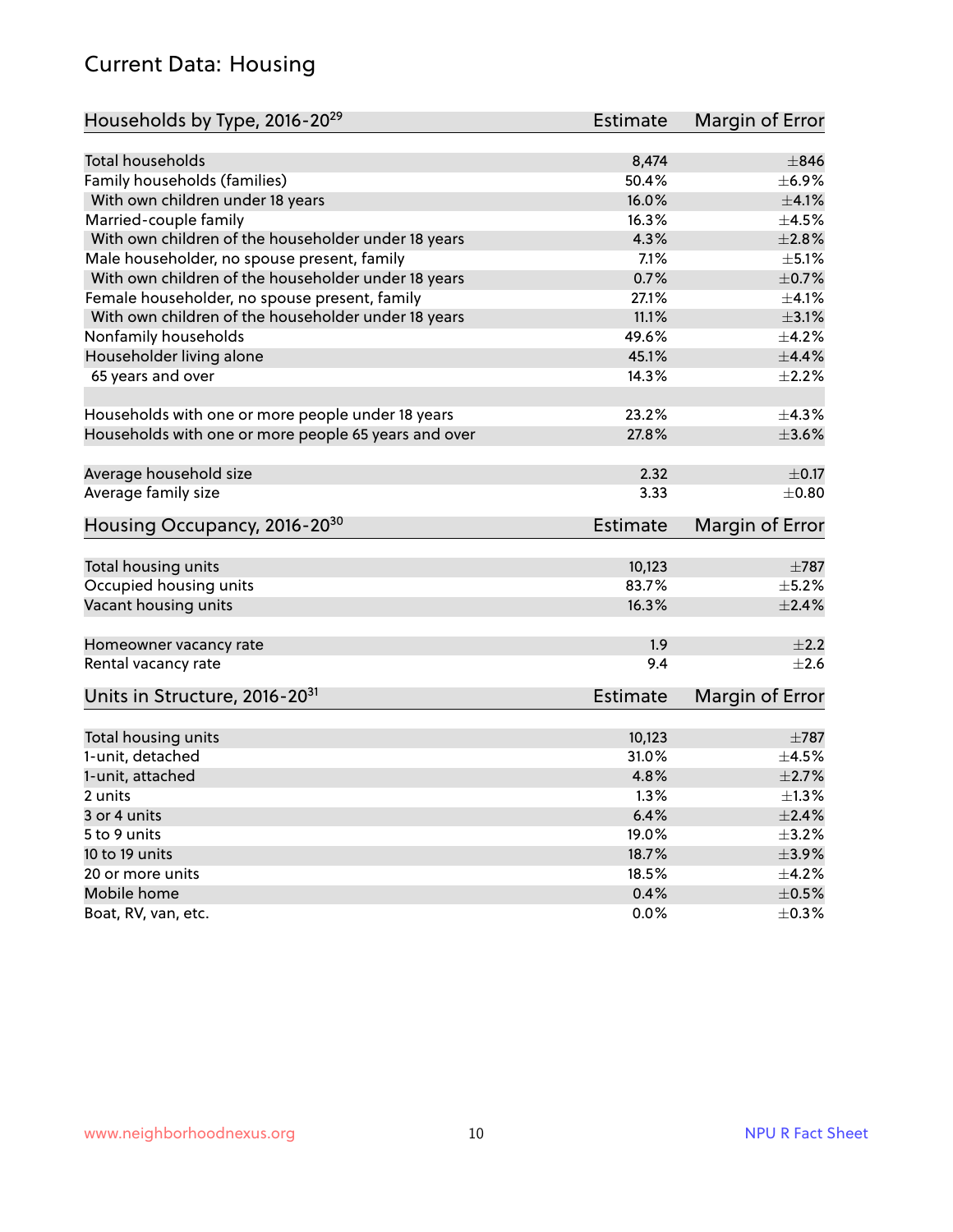## Current Data: Housing

| Households by Type, 2016-20[29] | Estimate | Margin of Error |
|---|---|---|
| Total households | 8,474 | ±846 |
| Family households (families) | 50.4% | ±6.9% |
| With own children under 18 years | 16.0% | ±4.1% |
| Married-couple family | 16.3% | ±4.5% |
| With own children of the householder under 18 years | 4.3% | ±2.8% |
| Male householder, no spouse present, family | 7.1% | ±5.1% |
| With own children of the householder under 18 years | 0.7% | ±0.7% |
| Female householder, no spouse present, family | 27.1% | ±4.1% |
| With own children of the householder under 18 years | 11.1% | ±3.1% |
| Nonfamily households | 49.6% | ±4.2% |
| Householder living alone | 45.1% | ±4.4% |
| 65 years and over | 14.3% | ±2.2% |
| Households with one or more people under 18 years | 23.2% | ±4.3% |
| Households with one or more people 65 years and over | 27.8% | ±3.6% |
| Average household size | 2.32 | ±0.17 |
| Average family size | 3.33 | ±0.80 |

| Housing Occupancy, 2016-20[30] | Estimate | Margin of Error |
|---|---|---|
| Total housing units | 10,123 | ±787 |
| Occupied housing units | 83.7% | ±5.2% |
| Vacant housing units | 16.3% | ±2.4% |
| Homeowner vacancy rate | 1.9 | ±2.2 |
| Rental vacancy rate | 9.4 | ±2.6 |

| Units in Structure, 2016-20[31] | Estimate | Margin of Error |
|---|---|---|
| Total housing units | 10,123 | ±787 |
| 1-unit, detached | 31.0% | ±4.5% |
| 1-unit, attached | 4.8% | ±2.7% |
| 2 units | 1.3% | ±1.3% |
| 3 or 4 units | 6.4% | ±2.4% |
| 5 to 9 units | 19.0% | ±3.2% |
| 10 to 19 units | 18.7% | ±3.9% |
| 20 or more units | 18.5% | ±4.2% |
| Mobile home | 0.4% | ±0.5% |
| Boat, RV, van, etc. | 0.0% | ±0.3% |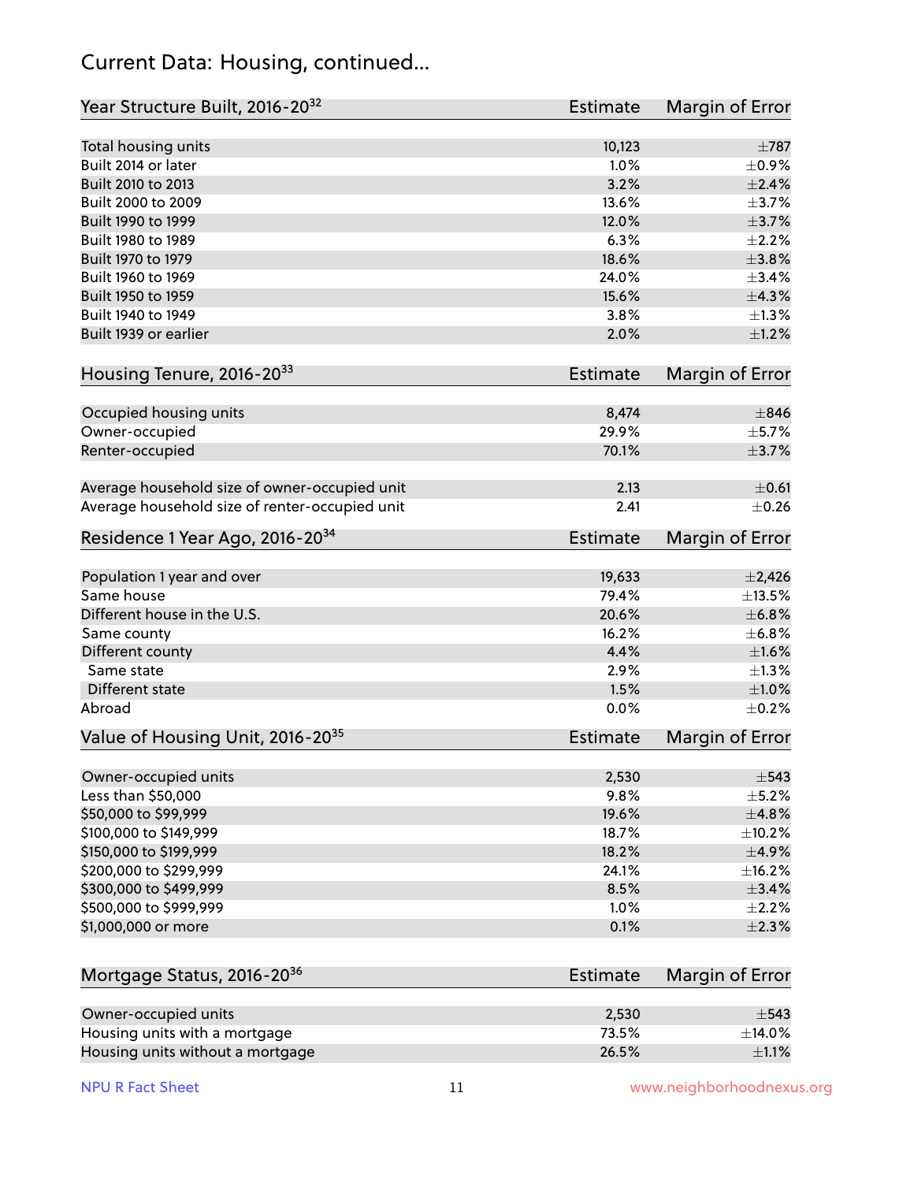# Current Data: Housing, continued...

| Year Structure Built, 2016-20[32] | Estimate | Margin of Error |
|---|---|---|
| Total housing units | 10,123 | ±787 |
| Built 2014 or later | 1.0% | ±0.9% |
| Built 2010 to 2013 | 3.2% | ±2.4% |
| Built 2000 to 2009 | 13.6% | ±3.7% |
| Built 1990 to 1999 | 12.0% | ±3.7% |
| Built 1980 to 1989 | 6.3% | ±2.2% |
| Built 1970 to 1979 | 18.6% | ±3.8% |
| Built 1960 to 1969 | 24.0% | ±3.4% |
| Built 1950 to 1959 | 15.6% | ±4.3% |
| Built 1940 to 1949 | 3.8% | ±1.3% |
| Built 1939 or earlier | 2.0% | ±1.2% |

| Housing Tenure, 2016-20[33] | Estimate | Margin of Error |
|---|---|---|
| Occupied housing units | 8,474 | ±846 |
| Owner-occupied | 29.9% | ±5.7% |
| Renter-occupied | 70.1% | ±3.7% |
| | | |
| Average household size of owner-occupied unit | 2.13 | ±0.61 |
| Average household size of renter-occupied unit | 2.41 | ±0.26 |

| Residence 1 Year Ago, 2016-20[34] | Estimate | Margin of Error |
|---|---|---|
| Population 1 year and over | 19,633 | ±2,426 |
| Same house | 79.4% | ±13.5% |
| Different house in the U.S. | 20.6% | ±6.8% |
| Same county | 16.2% | ±6.8% |
| Different county | 4.4% | ±1.6% |
| Same state | 2.9% | ±1.3% |
| Different state | 1.5% | ±1.0% |
| Abroad | 0.0% | ±0.2% |

| Value of Housing Unit, 2016-20[35] | Estimate | Margin of Error |
|---|---|---|
| Owner-occupied units | 2,530 | ±543 |
| Less than $50,000 | 9.8% | ±5.2% |
| $50,000 to $99,999 | 19.6% | ±4.8% |
| $100,000 to $149,999 | 18.7% | ±10.2% |
| $150,000 to $199,999 | 18.2% | ±4.9% |
| $200,000 to $299,999 | 24.1% | ±16.2% |
| $300,000 to $499,999 | 8.5% | ±3.4% |
| $500,000 to $999,999 | 1.0% | ±2.2% |
| $1,000,000 or more | 0.1% | ±2.3% |

| Mortgage Status, 2016-20[36] | Estimate | Margin of Error |
|---|---|---|
| Owner-occupied units | 2,530 | ±543 |
| Housing units with a mortgage | 73.5% | ±14.0% |
| Housing units without a mortgage | 26.5% | ±1.1% |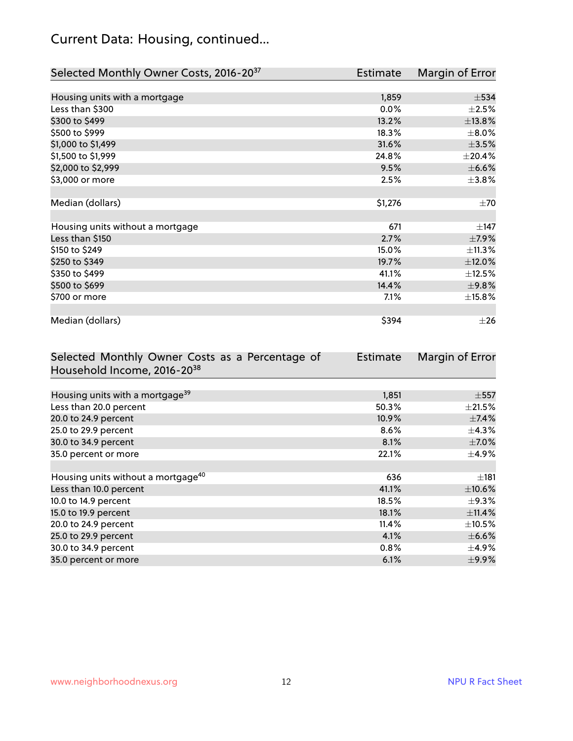# Current Data: Housing, continued...

| Selected Monthly Owner Costs, 2016-20[37] | Estimate | Margin of Error |
|---|---|---|
| Housing units with a mortgage | 1,859 | ±534 |
| Less than $300 | 0.0% | ±2.5% |
| $300 to $499 | 13.2% | ±13.8% |
| $500 to $999 | 18.3% | ±8.0% |
| $1,000 to $1,499 | 31.6% | ±3.5% |
| $1,500 to $1,999 | 24.8% | ±20.4% |
| $2,000 to $2,999 | 9.5% | ±6.6% |
| $3,000 or more | 2.5% | ±3.8% |
| | | |
| Median (dollars) | $1,276 | ±70 |
| | | |
| Housing units without a mortgage | 671 | ±147 |
| Less than $150 | 2.7% | ±7.9% |
| $150 to $249 | 15.0% | ±11.3% |
| $250 to $349 | 19.7% | ±12.0% |
| $350 to $499 | 41.1% | ±12.5% |
| $500 to $699 | 14.4% | ±9.8% |
| $700 or more | 7.1% | ±15.8% |
| | | |
| Median (dollars) | $394 | ±26 |

| Selected Monthly Owner Costs as a Percentage of Household Income, 2016-20[38] | Estimate | Margin of Error |
|---|---|---|
| Housing units with a mortgage[39] | 1,851 | ±557 |
| Less than 20.0 percent | 50.3% | ±21.5% |
| 20.0 to 24.9 percent | 10.9% | ±7.4% |
| 25.0 to 29.9 percent | 8.6% | ±4.3% |
| 30.0 to 34.9 percent | 8.1% | ±7.0% |
| 35.0 percent or more | 22.1% | ±4.9% |
| | | |
| Housing units without a mortgage[40] | 636 | ±181 |
| Less than 10.0 percent | 41.1% | ±10.6% |
| 10.0 to 14.9 percent | 18.5% | ±9.3% |
| 15.0 to 19.9 percent | 18.1% | ±11.4% |
| 20.0 to 24.9 percent | 11.4% | ±10.5% |
| 25.0 to 29.9 percent | 4.1% | ±6.6% |
| 30.0 to 34.9 percent | 0.8% | ±4.9% |
| 35.0 percent or more | 6.1% | ±9.9% |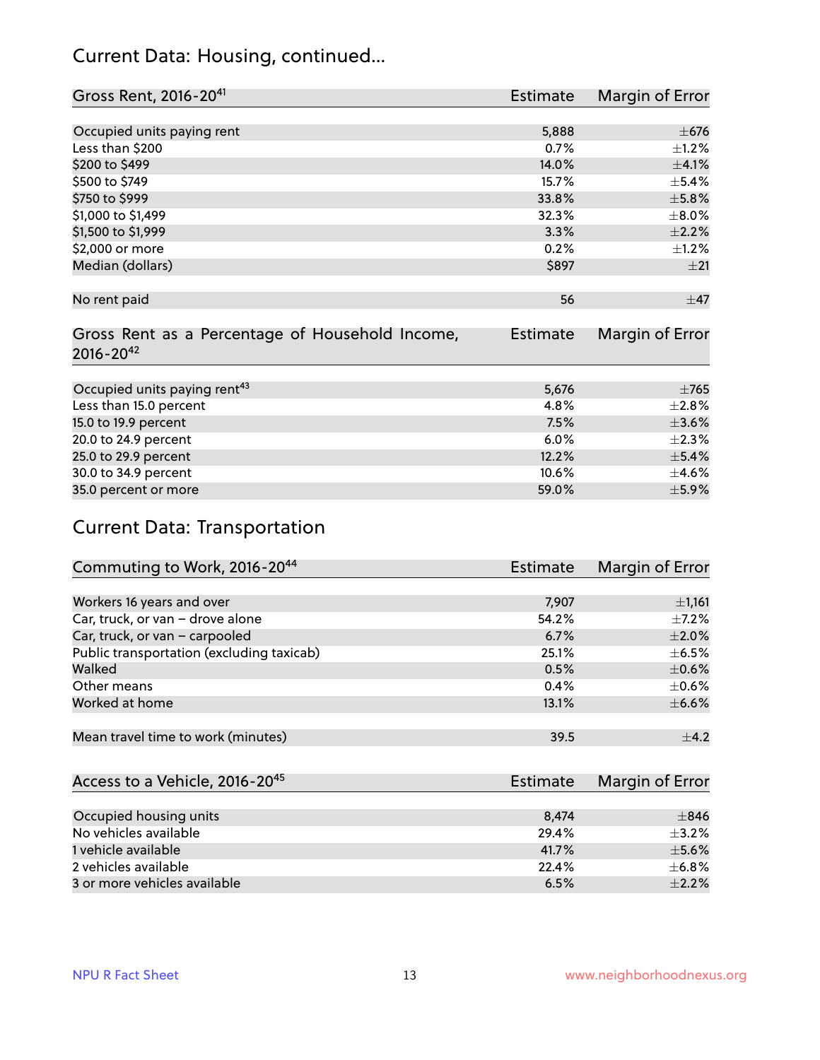## Current Data: Housing, continued...

| Gross Rent, 2016-20[41] | Estimate | Margin of Error |
|---|---|---|
| Occupied units paying rent | 5,888 | ±676 |
| Less than $200 | 0.7% | ±1.2% |
| $200 to $499 | 14.0% | ±4.1% |
| $500 to $749 | 15.7% | ±5.4% |
| $750 to $999 | 33.8% | ±5.8% |
| $1,000 to $1,499 | 32.3% | ±8.0% |
| $1,500 to $1,999 | 3.3% | ±2.2% |
| $2,000 or more | 0.2% | ±1.2% |
| Median (dollars) | $897 | ±21 |
| No rent paid | 56 | ±47 |

| Gross Rent as a Percentage of Household Income, 2016-20[42] | Estimate | Margin of Error |
|---|---|---|
| Occupied units paying rent[43] | 5,676 | ±765 |
| Less than 15.0 percent | 4.8% | ±2.8% |
| 15.0 to 19.9 percent | 7.5% | ±3.6% |
| 20.0 to 24.9 percent | 6.0% | ±2.3% |
| 25.0 to 29.9 percent | 12.2% | ±5.4% |
| 30.0 to 34.9 percent | 10.6% | ±4.6% |
| 35.0 percent or more | 59.0% | ±5.9% |

## Current Data: Transportation

| Commuting to Work, 2016-20[44] | Estimate | Margin of Error |
|---|---|---|
| Workers 16 years and over | 7,907 | ±1,161 |
| Car, truck, or van – drove alone | 54.2% | ±7.2% |
| Car, truck, or van – carpooled | 6.7% | ±2.0% |
| Public transportation (excluding taxicab) | 25.1% | ±6.5% |
| Walked | 0.5% | ±0.6% |
| Other means | 0.4% | ±0.6% |
| Worked at home | 13.1% | ±6.6% |
| Mean travel time to work (minutes) | 39.5 | ±4.2 |

| Access to a Vehicle, 2016-20[45] | Estimate | Margin of Error |
|---|---|---|
| Occupied housing units | 8,474 | ±846 |
| No vehicles available | 29.4% | ±3.2% |
| 1 vehicle available | 41.7% | ±5.6% |
| 2 vehicles available | 22.4% | ±6.8% |
| 3 or more vehicles available | 6.5% | ±2.2% |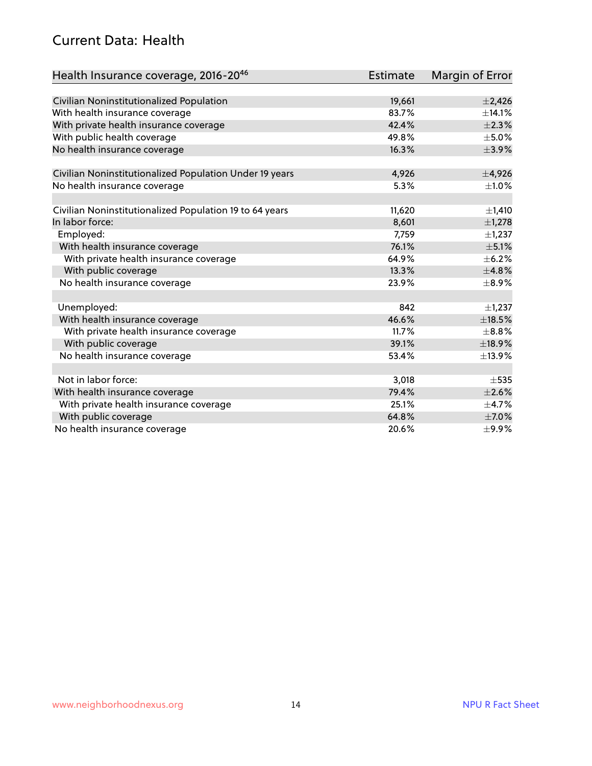## Current Data: Health

| Health Insurance coverage, 2016-20[46] | Estimate | Margin of Error |
|---|---|---|
| Civilian Noninstitutionalized Population | 19,661 | ±2,426 |
| With health insurance coverage | 83.7% | ±14.1% |
| With private health insurance coverage | 42.4% | ±2.3% |
| With public health coverage | 49.8% | ±5.0% |
| No health insurance coverage | 16.3% | ±3.9% |
| | | |
| Civilian Noninstitutionalized Population Under 19 years | 4,926 | ±4,926 |
| No health insurance coverage | 5.3% | ±1.0% |
| | | |
| Civilian Noninstitutionalized Population 19 to 64 years | 11,620 | ±1,410 |
| In labor force: | 8,601 | ±1,278 |
| Employed: | 7,759 | ±1,237 |
| With health insurance coverage | 76.1% | ±5.1% |
| With private health insurance coverage | 64.9% | ±6.2% |
| With public coverage | 13.3% | ±4.8% |
| No health insurance coverage | 23.9% | ±8.9% |
| | | |
| Unemployed: | 842 | ±1,237 |
| With health insurance coverage | 46.6% | ±18.5% |
| With private health insurance coverage | 11.7% | ±8.8% |
| With public coverage | 39.1% | ±18.9% |
| No health insurance coverage | 53.4% | ±13.9% |
| | | |
| Not in labor force: | 3,018 | ±535 |
| With health insurance coverage | 79.4% | ±2.6% |
| With private health insurance coverage | 25.1% | ±4.7% |
| With public coverage | 64.8% | ±7.0% |
| No health insurance coverage | 20.6% | ±9.9% |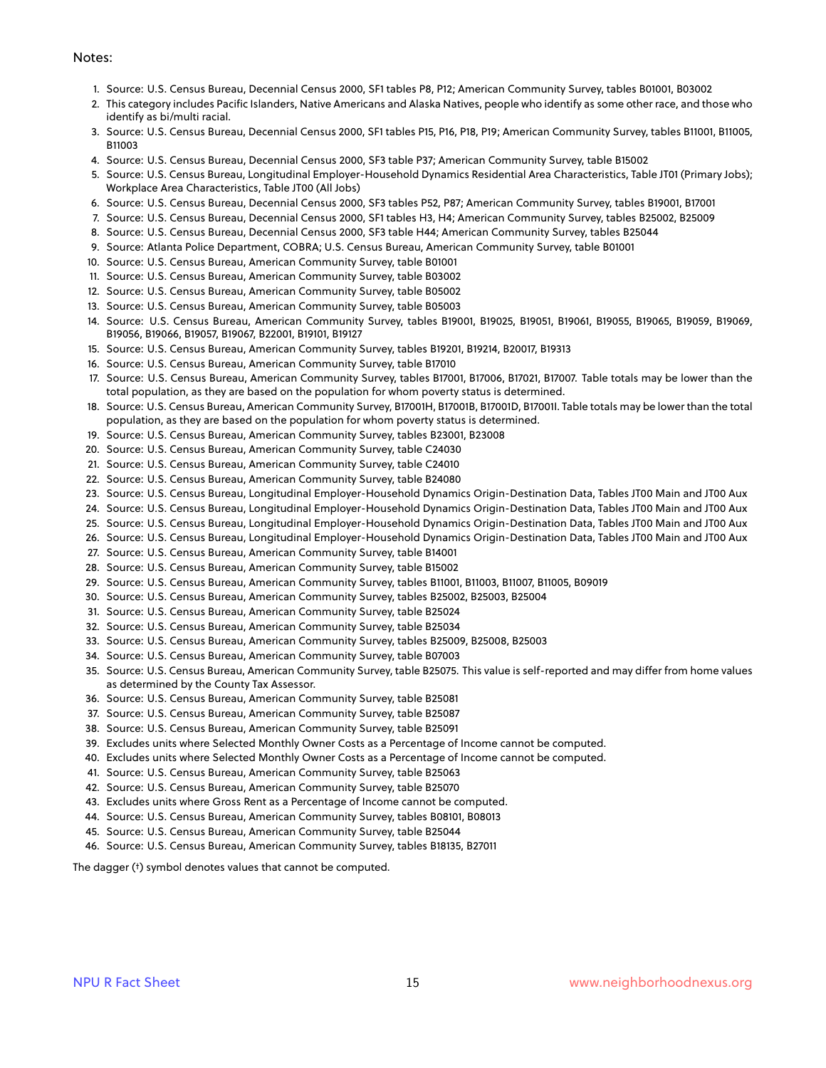Notes:

1. Source: U.S. Census Bureau, Decennial Census 2000, SF1 tables P8, P12; American Community Survey, tables B01001, B03002
2. This category includes Pacific Islanders, Native Americans and Alaska Natives, people who identify as some other race, and those who identify as bi/multi racial.
3. Source: U.S. Census Bureau, Decennial Census 2000, SF1 tables P15, P16, P18, P19; American Community Survey, tables B11001, B11005, B11003
4. Source: U.S. Census Bureau, Decennial Census 2000, SF3 table P37; American Community Survey, table B15002
5. Source: U.S. Census Bureau, Longitudinal Employer-Household Dynamics Residential Area Characteristics, Table JT01 (Primary Jobs); Workplace Area Characteristics, Table JT00 (All Jobs)
6. Source: U.S. Census Bureau, Decennial Census 2000, SF3 tables P52, P87; American Community Survey, tables B19001, B17001
7. Source: U.S. Census Bureau, Decennial Census 2000, SF1 tables H3, H4; American Community Survey, tables B25002, B25009
8. Source: U.S. Census Bureau, Decennial Census 2000, SF3 table H44; American Community Survey, tables B25044
9. Source: Atlanta Police Department, COBRA; U.S. Census Bureau, American Community Survey, table B01001
10. Source: U.S. Census Bureau, American Community Survey, table B01001
11. Source: U.S. Census Bureau, American Community Survey, table B03002
12. Source: U.S. Census Bureau, American Community Survey, table B05002
13. Source: U.S. Census Bureau, American Community Survey, table B05003
14. Source: U.S. Census Bureau, American Community Survey, tables B19001, B19025, B19051, B19061, B19055, B19065, B19059, B19069, B19056, B19066, B19057, B19067, B22001, B19101, B19127
15. Source: U.S. Census Bureau, American Community Survey, tables B19201, B19214, B20017, B19313
16. Source: U.S. Census Bureau, American Community Survey, table B17010
17. Source: U.S. Census Bureau, American Community Survey, tables B17001, B17006, B17021, B17007. Table totals may be lower than the total population, as they are based on the population for whom poverty status is determined.
18. Source: U.S. Census Bureau, American Community Survey, B17001H, B17001B, B17001D, B17001I. Table totals may be lower than the total population, as they are based on the population for whom poverty status is determined.
19. Source: U.S. Census Bureau, American Community Survey, tables B23001, B23008
20. Source: U.S. Census Bureau, American Community Survey, table C24030
21. Source: U.S. Census Bureau, American Community Survey, table C24010
22. Source: U.S. Census Bureau, American Community Survey, table B24080
23. Source: U.S. Census Bureau, Longitudinal Employer-Household Dynamics Origin-Destination Data, Tables JT00 Main and JT00 Aux
24. Source: U.S. Census Bureau, Longitudinal Employer-Household Dynamics Origin-Destination Data, Tables JT00 Main and JT00 Aux
25. Source: U.S. Census Bureau, Longitudinal Employer-Household Dynamics Origin-Destination Data, Tables JT00 Main and JT00 Aux
26. Source: U.S. Census Bureau, Longitudinal Employer-Household Dynamics Origin-Destination Data, Tables JT00 Main and JT00 Aux
27. Source: U.S. Census Bureau, American Community Survey, table B14001
28. Source: U.S. Census Bureau, American Community Survey, table B15002
29. Source: U.S. Census Bureau, American Community Survey, tables B11001, B11003, B11007, B11005, B09019
30. Source: U.S. Census Bureau, American Community Survey, tables B25002, B25003, B25004
31. Source: U.S. Census Bureau, American Community Survey, table B25024
32. Source: U.S. Census Bureau, American Community Survey, table B25034
33. Source: U.S. Census Bureau, American Community Survey, tables B25009, B25008, B25003
34. Source: U.S. Census Bureau, American Community Survey, table B07003
35. Source: U.S. Census Bureau, American Community Survey, table B25075. This value is self-reported and may differ from home values as determined by the County Tax Assessor.
36. Source: U.S. Census Bureau, American Community Survey, table B25081
37. Source: U.S. Census Bureau, American Community Survey, table B25087
38. Source: U.S. Census Bureau, American Community Survey, table B25091
39. Excludes units where Selected Monthly Owner Costs as a Percentage of Income cannot be computed.
40. Excludes units where Selected Monthly Owner Costs as a Percentage of Income cannot be computed.
41. Source: U.S. Census Bureau, American Community Survey, table B25063
42. Source: U.S. Census Bureau, American Community Survey, table B25070
43. Excludes units where Gross Rent as a Percentage of Income cannot be computed.
44. Source: U.S. Census Bureau, American Community Survey, tables B08101, B08013
45. Source: U.S. Census Bureau, American Community Survey, table B25044
46. Source: U.S. Census Bureau, American Community Survey, tables B18135, B27011

The dagger (†) symbol denotes values that cannot be computed.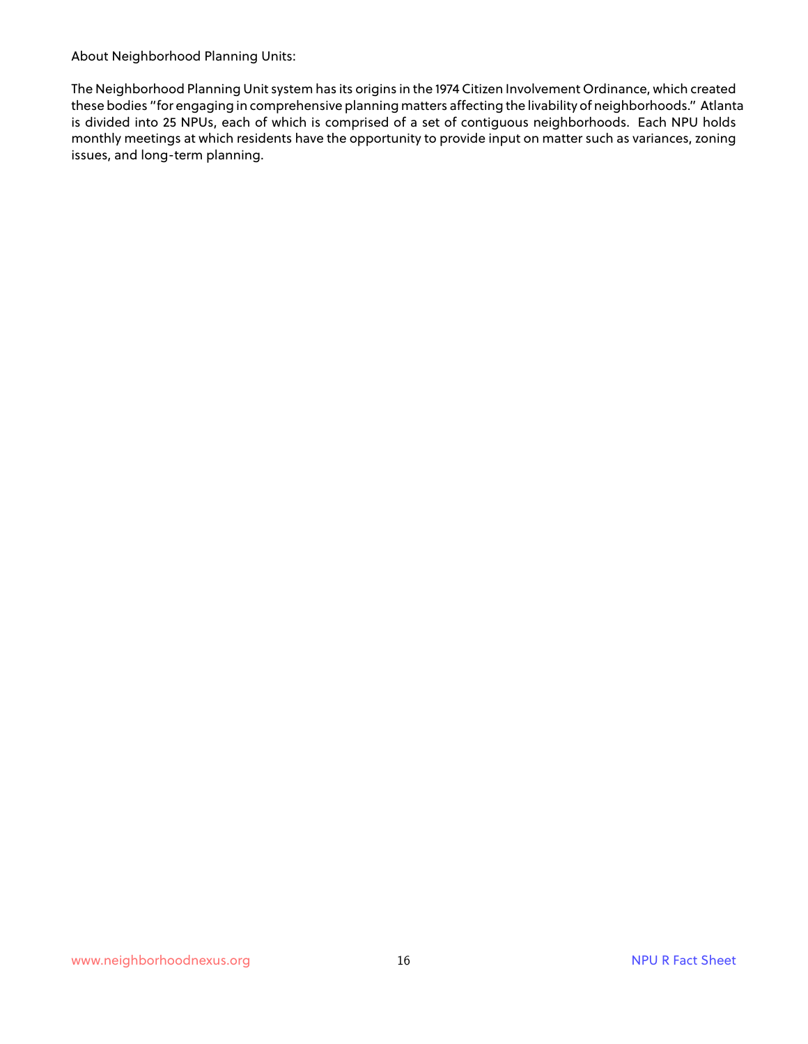About Neighborhood Planning Units:

The Neighborhood Planning Unit system has its origins in the 1974 Citizen Involvement Ordinance, which created these bodies "for engaging in comprehensive planning matters affecting the livability of neighborhoods." Atlanta is divided into 25 NPUs, each of which is comprised of a set of contiguous neighborhoods. Each NPU holds monthly meetings at which residents have the opportunity to provide input on matter such as variances, zoning issues, and long-term planning.